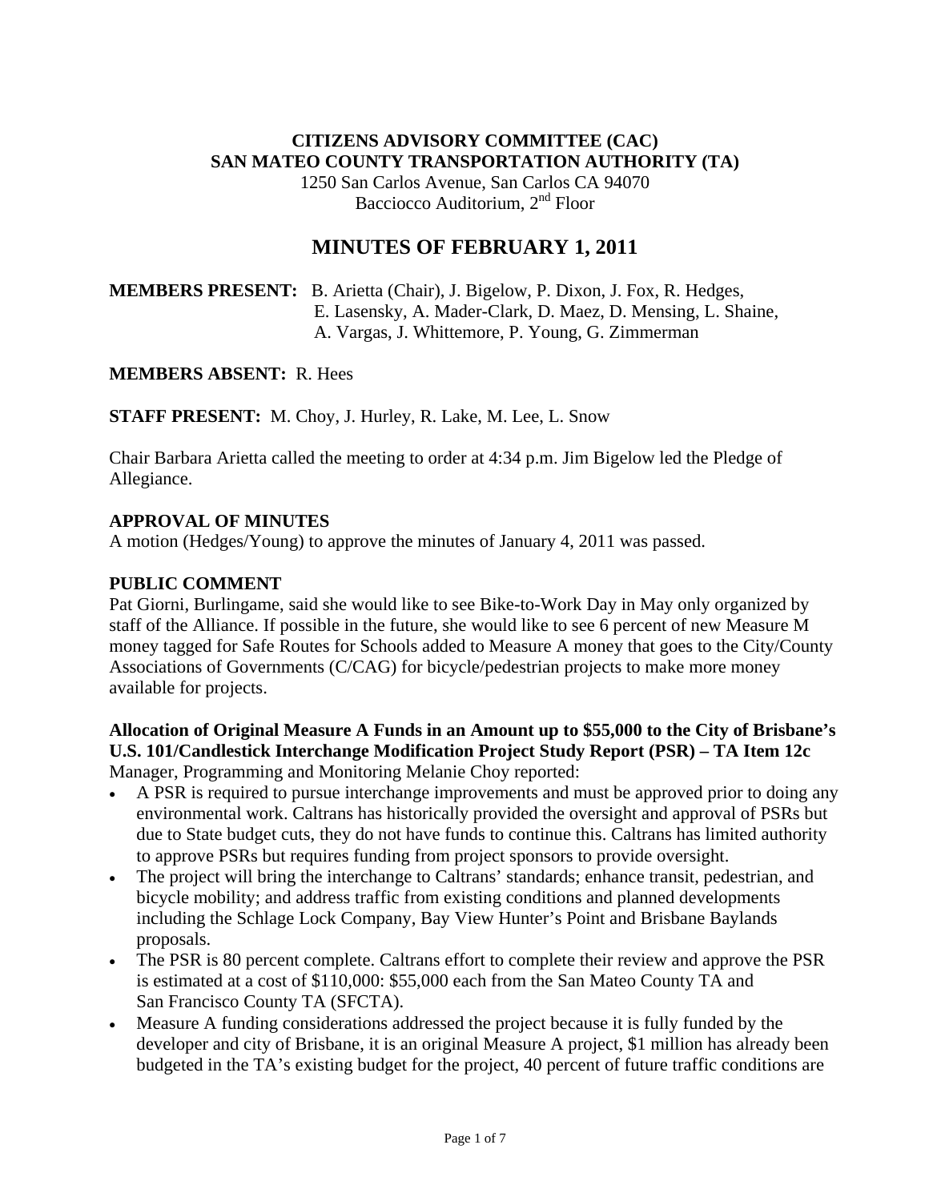**CITIZENS ADVISORY COMMITTEE (CAC)**
**SAN MATEO COUNTY TRANSPORTATION AUTHORITY (TA)**
1250 San Carlos Avenue, San Carlos CA 94070
Bacciocco Auditorium, 2nd Floor

# MINUTES OF FEBRUARY 1, 2011

**MEMBERS PRESENT:** B. Arietta (Chair), J. Bigelow, P. Dixon, J. Fox, R. Hedges, E. Lasensky, A. Mader-Clark, D. Maez, D. Mensing, L. Shaine, A. Vargas, J. Whittemore, P. Young, G. Zimmerman

**MEMBERS ABSENT:** R. Hees

**STAFF PRESENT:** M. Choy, J. Hurley, R. Lake, M. Lee, L. Snow

Chair Barbara Arietta called the meeting to order at 4:34 p.m. Jim Bigelow led the Pledge of Allegiance.

**APPROVAL OF MINUTES**
A motion (Hedges/Young) to approve the minutes of January 4, 2011 was passed.

**PUBLIC COMMENT**
Pat Giorni, Burlingame, said she would like to see Bike-to-Work Day in May only organized by staff of the Alliance. If possible in the future, she would like to see 6 percent of new Measure M money tagged for Safe Routes for Schools added to Measure A money that goes to the City/County Associations of Governments (C/CAG) for bicycle/pedestrian projects to make more money available for projects.

**Allocation of Original Measure A Funds in an Amount up to $55,000 to the City of Brisbane's U.S. 101/Candlestick Interchange Modification Project Study Report (PSR) – TA Item 12c**
Manager, Programming and Monitoring Melanie Choy reported:

- A PSR is required to pursue interchange improvements and must be approved prior to doing any environmental work. Caltrans has historically provided the oversight and approval of PSRs but due to State budget cuts, they do not have funds to continue this. Caltrans has limited authority to approve PSRs but requires funding from project sponsors to provide oversight.
- The project will bring the interchange to Caltrans' standards; enhance transit, pedestrian, and bicycle mobility; and address traffic from existing conditions and planned developments including the Schlage Lock Company, Bay View Hunter's Point and Brisbane Baylands proposals.
- The PSR is 80 percent complete. Caltrans effort to complete their review and approve the PSR is estimated at a cost of $110,000: $55,000 each from the San Mateo County TA and San Francisco County TA (SFCTA).
- Measure A funding considerations addressed the project because it is fully funded by the developer and city of Brisbane, it is an original Measure A project, $1 million has already been budgeted in the TA's existing budget for the project, 40 percent of future traffic conditions are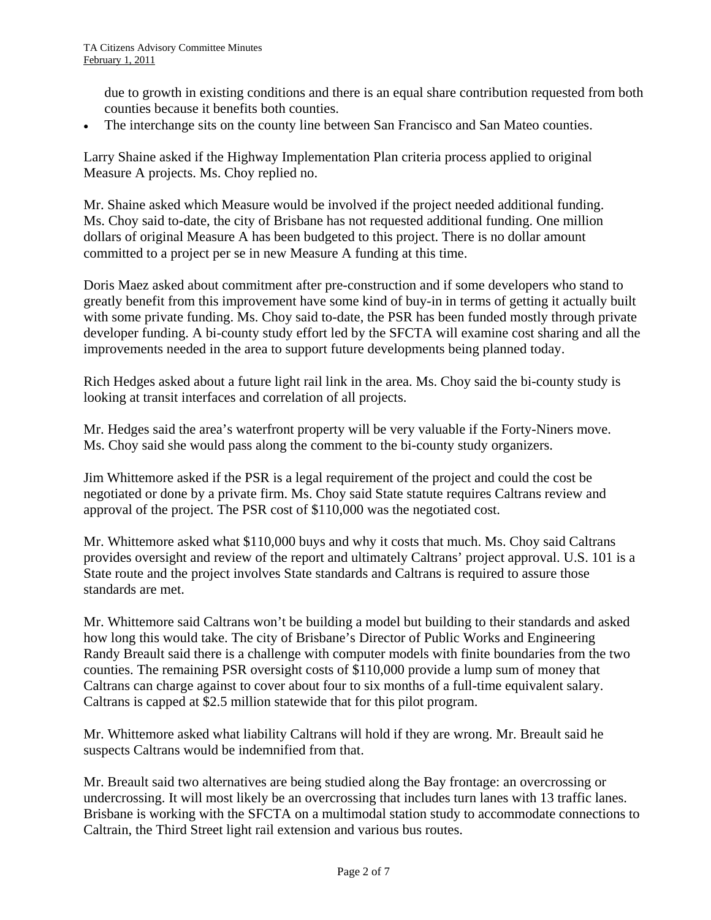due to growth in existing conditions and there is an equal share contribution requested from both counties because it benefits both counties.

- The interchange sits on the county line between San Francisco and San Mateo counties.

Larry Shaine asked if the Highway Implementation Plan criteria process applied to original Measure A projects. Ms. Choy replied no.

Mr. Shaine asked which Measure would be involved if the project needed additional funding. Ms. Choy said to-date, the city of Brisbane has not requested additional funding. One million dollars of original Measure A has been budgeted to this project. There is no dollar amount committed to a project per se in new Measure A funding at this time.

Doris Maez asked about commitment after pre-construction and if some developers who stand to greatly benefit from this improvement have some kind of buy-in in terms of getting it actually built with some private funding. Ms. Choy said to-date, the PSR has been funded mostly through private developer funding. A bi-county study effort led by the SFCTA will examine cost sharing and all the improvements needed in the area to support future developments being planned today.

Rich Hedges asked about a future light rail link in the area. Ms. Choy said the bi-county study is looking at transit interfaces and correlation of all projects.

Mr. Hedges said the area's waterfront property will be very valuable if the Forty-Niners move. Ms. Choy said she would pass along the comment to the bi-county study organizers.

Jim Whittemore asked if the PSR is a legal requirement of the project and could the cost be negotiated or done by a private firm. Ms. Choy said State statute requires Caltrans review and approval of the project. The PSR cost of $110,000 was the negotiated cost.

Mr. Whittemore asked what $110,000 buys and why it costs that much. Ms. Choy said Caltrans provides oversight and review of the report and ultimately Caltrans' project approval. U.S. 101 is a State route and the project involves State standards and Caltrans is required to assure those standards are met.

Mr. Whittemore said Caltrans won't be building a model but building to their standards and asked how long this would take. The city of Brisbane's Director of Public Works and Engineering Randy Breault said there is a challenge with computer models with finite boundaries from the two counties. The remaining PSR oversight costs of $110,000 provide a lump sum of money that Caltrans can charge against to cover about four to six months of a full-time equivalent salary. Caltrans is capped at $2.5 million statewide that for this pilot program.

Mr. Whittemore asked what liability Caltrans will hold if they are wrong. Mr. Breault said he suspects Caltrans would be indemnified from that.

Mr. Breault said two alternatives are being studied along the Bay frontage: an overcrossing or undercrossing. It will most likely be an overcrossing that includes turn lanes with 13 traffic lanes. Brisbane is working with the SFCTA on a multimodal station study to accommodate connections to Caltrain, the Third Street light rail extension and various bus routes.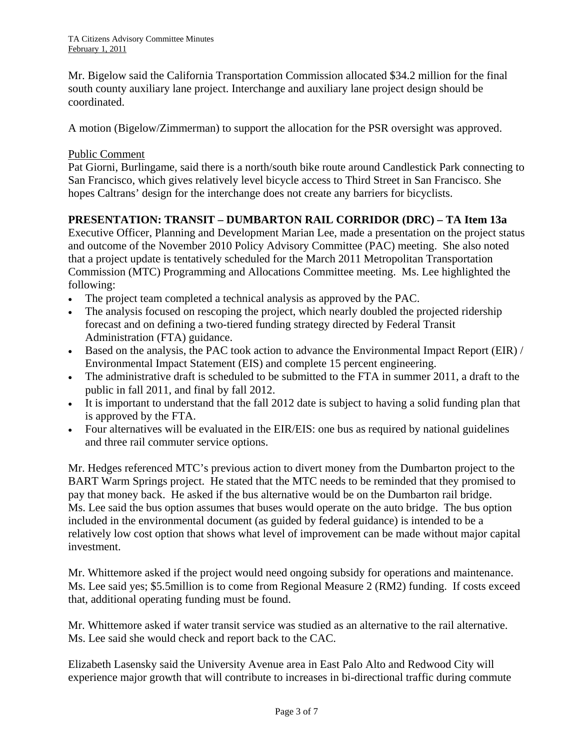Mr. Bigelow said the California Transportation Commission allocated $34.2 million for the final south county auxiliary lane project. Interchange and auxiliary lane project design should be coordinated.

A motion (Bigelow/Zimmerman) to support the allocation for the PSR oversight was approved.

Public Comment

Pat Giorni, Burlingame, said there is a north/south bike route around Candlestick Park connecting to San Francisco, which gives relatively level bicycle access to Third Street in San Francisco. She hopes Caltrans' design for the interchange does not create any barriers for bicyclists.

**PRESENTATION: TRANSIT – DUMBARTON RAIL CORRIDOR (DRC) – TA Item 13a**

Executive Officer, Planning and Development Marian Lee, made a presentation on the project status and outcome of the November 2010 Policy Advisory Committee (PAC) meeting. She also noted that a project update is tentatively scheduled for the March 2011 Metropolitan Transportation Commission (MTC) Programming and Allocations Committee meeting. Ms. Lee highlighted the following:

- The project team completed a technical analysis as approved by the PAC.
- The analysis focused on rescoping the project, which nearly doubled the projected ridership forecast and on defining a two-tiered funding strategy directed by Federal Transit Administration (FTA) guidance.
- Based on the analysis, the PAC took action to advance the Environmental Impact Report (EIR) / Environmental Impact Statement (EIS) and complete 15 percent engineering.
- The administrative draft is scheduled to be submitted to the FTA in summer 2011, a draft to the public in fall 2011, and final by fall 2012.
- It is important to understand that the fall 2012 date is subject to having a solid funding plan that is approved by the FTA.
- Four alternatives will be evaluated in the EIR/EIS: one bus as required by national guidelines and three rail commuter service options.

Mr. Hedges referenced MTC's previous action to divert money from the Dumbarton project to the BART Warm Springs project. He stated that the MTC needs to be reminded that they promised to pay that money back. He asked if the bus alternative would be on the Dumbarton rail bridge. Ms. Lee said the bus option assumes that buses would operate on the auto bridge. The bus option included in the environmental document (as guided by federal guidance) is intended to be a relatively low cost option that shows what level of improvement can be made without major capital investment.

Mr. Whittemore asked if the project would need ongoing subsidy for operations and maintenance. Ms. Lee said yes; $5.5million is to come from Regional Measure 2 (RM2) funding. If costs exceed that, additional operating funding must be found.

Mr. Whittemore asked if water transit service was studied as an alternative to the rail alternative. Ms. Lee said she would check and report back to the CAC.

Elizabeth Lasensky said the University Avenue area in East Palo Alto and Redwood City will experience major growth that will contribute to increases in bi-directional traffic during commute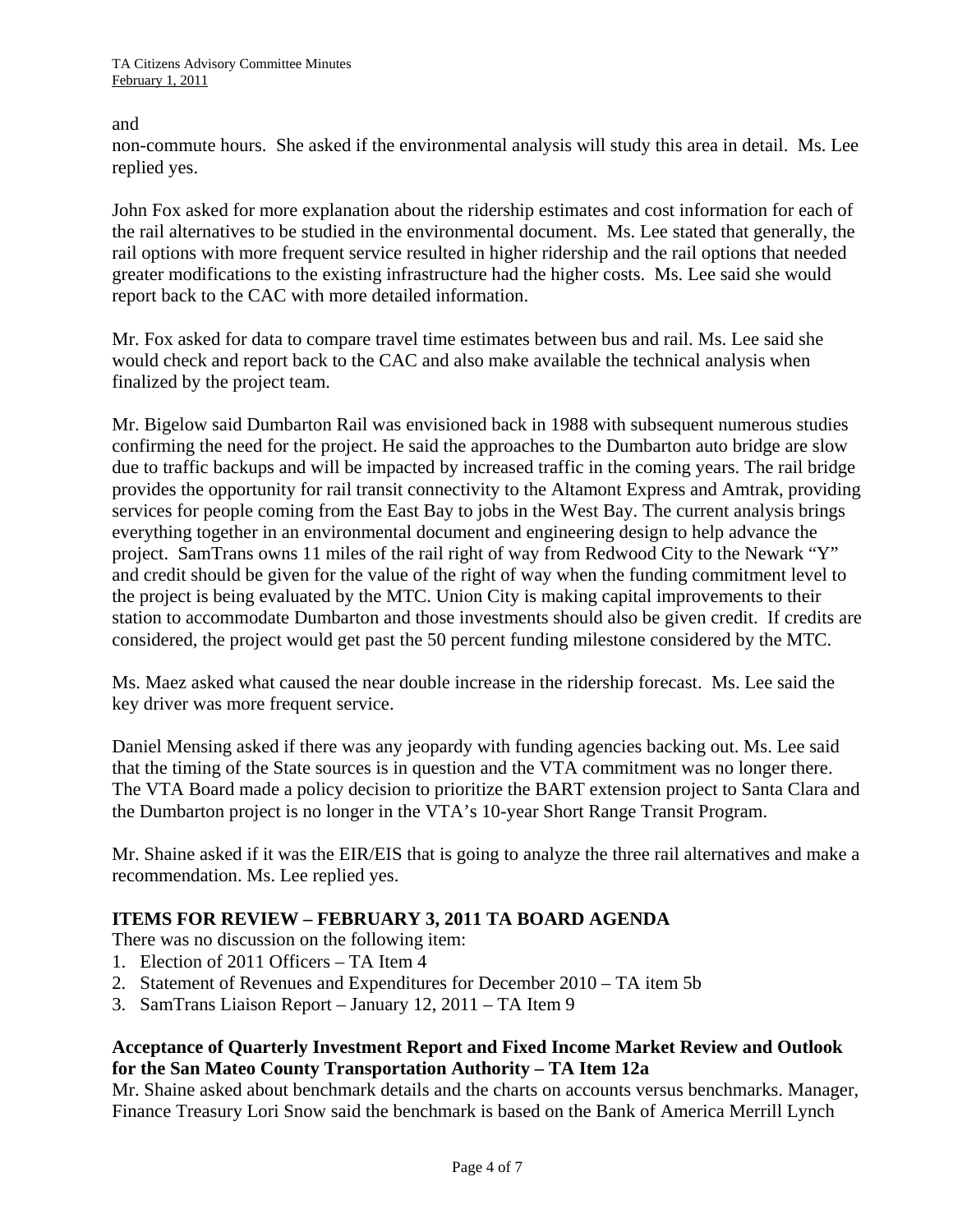and

non-commute hours. She asked if the environmental analysis will study this area in detail. Ms. Lee replied yes.

John Fox asked for more explanation about the ridership estimates and cost information for each of the rail alternatives to be studied in the environmental document. Ms. Lee stated that generally, the rail options with more frequent service resulted in higher ridership and the rail options that needed greater modifications to the existing infrastructure had the higher costs. Ms. Lee said she would report back to the CAC with more detailed information.

Mr. Fox asked for data to compare travel time estimates between bus and rail. Ms. Lee said she would check and report back to the CAC and also make available the technical analysis when finalized by the project team.

Mr. Bigelow said Dumbarton Rail was envisioned back in 1988 with subsequent numerous studies confirming the need for the project. He said the approaches to the Dumbarton auto bridge are slow due to traffic backups and will be impacted by increased traffic in the coming years. The rail bridge provides the opportunity for rail transit connectivity to the Altamont Express and Amtrak, providing services for people coming from the East Bay to jobs in the West Bay. The current analysis brings everything together in an environmental document and engineering design to help advance the project. SamTrans owns 11 miles of the rail right of way from Redwood City to the Newark "Y" and credit should be given for the value of the right of way when the funding commitment level to the project is being evaluated by the MTC. Union City is making capital improvements to their station to accommodate Dumbarton and those investments should also be given credit. If credits are considered, the project would get past the 50 percent funding milestone considered by the MTC.

Ms. Maez asked what caused the near double increase in the ridership forecast. Ms. Lee said the key driver was more frequent service.

Daniel Mensing asked if there was any jeopardy with funding agencies backing out. Ms. Lee said that the timing of the State sources is in question and the VTA commitment was no longer there. The VTA Board made a policy decision to prioritize the BART extension project to Santa Clara and the Dumbarton project is no longer in the VTA's 10-year Short Range Transit Program.

Mr. Shaine asked if it was the EIR/EIS that is going to analyze the three rail alternatives and make a recommendation. Ms. Lee replied yes.

**ITEMS FOR REVIEW – FEBRUARY 3, 2011 TA BOARD AGENDA**

There was no discussion on the following item:

1. Election of 2011 Officers – TA Item 4
2. Statement of Revenues and Expenditures for December 2010 – TA item 5b
3. SamTrans Liaison Report – January 12, 2011 – TA Item 9

**Acceptance of Quarterly Investment Report and Fixed Income Market Review and Outlook for the San Mateo County Transportation Authority – TA Item 12a**

Mr. Shaine asked about benchmark details and the charts on accounts versus benchmarks. Manager, Finance Treasury Lori Snow said the benchmark is based on the Bank of America Merrill Lynch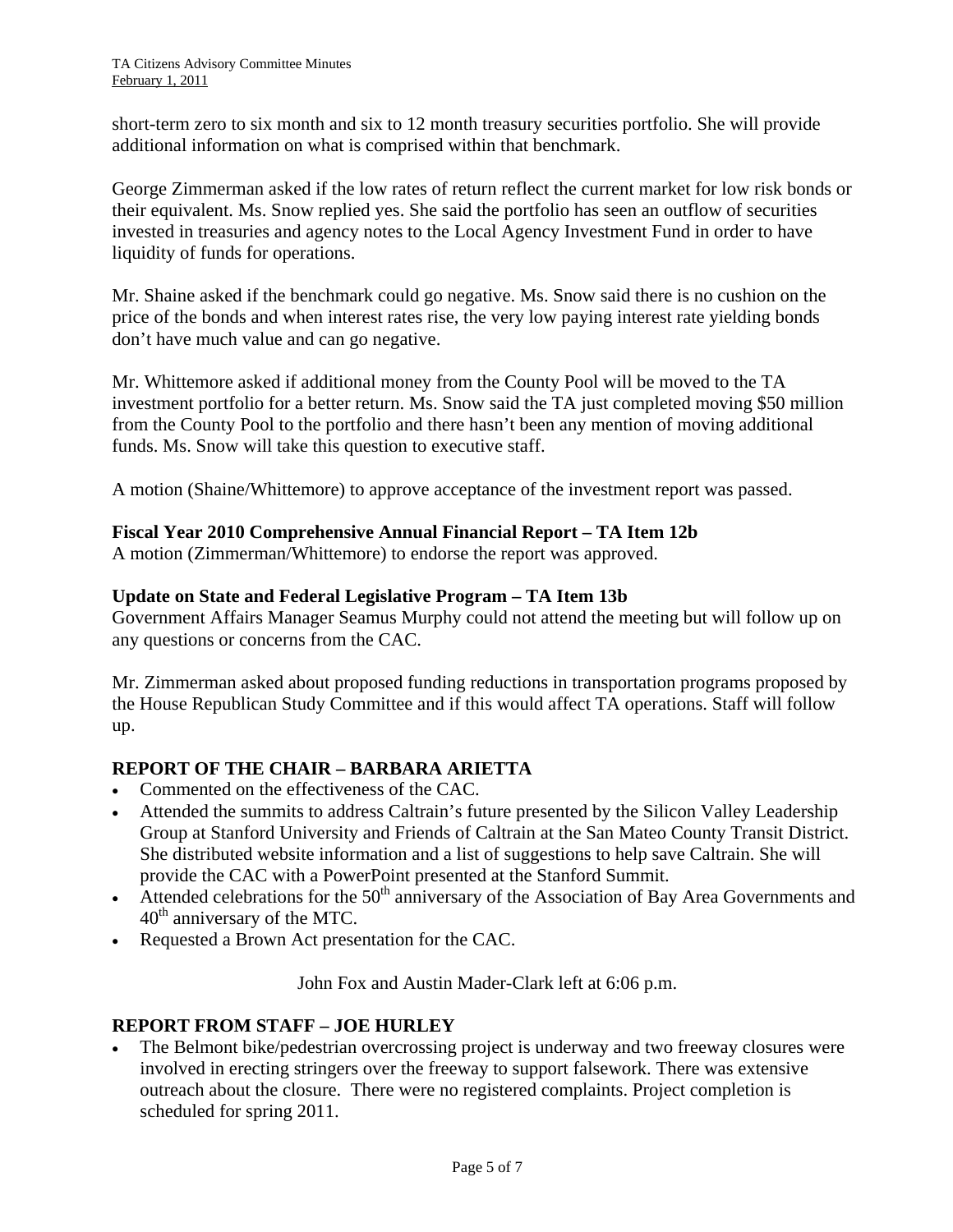short-term zero to six month and six to 12 month treasury securities portfolio. She will provide additional information on what is comprised within that benchmark.

George Zimmerman asked if the low rates of return reflect the current market for low risk bonds or their equivalent. Ms. Snow replied yes. She said the portfolio has seen an outflow of securities invested in treasuries and agency notes to the Local Agency Investment Fund in order to have liquidity of funds for operations.

Mr. Shaine asked if the benchmark could go negative. Ms. Snow said there is no cushion on the price of the bonds and when interest rates rise, the very low paying interest rate yielding bonds don't have much value and can go negative.

Mr. Whittemore asked if additional money from the County Pool will be moved to the TA investment portfolio for a better return. Ms. Snow said the TA just completed moving $50 million from the County Pool to the portfolio and there hasn't been any mention of moving additional funds. Ms. Snow will take this question to executive staff.

A motion (Shaine/Whittemore) to approve acceptance of the investment report was passed.

**Fiscal Year 2010 Comprehensive Annual Financial Report – TA Item 12b**
A motion (Zimmerman/Whittemore) to endorse the report was approved.

**Update on State and Federal Legislative Program – TA Item 13b**
Government Affairs Manager Seamus Murphy could not attend the meeting but will follow up on any questions or concerns from the CAC.

Mr. Zimmerman asked about proposed funding reductions in transportation programs proposed by the House Republican Study Committee and if this would affect TA operations. Staff will follow up.

**REPORT OF THE CHAIR – BARBARA ARIETTA**

- Commented on the effectiveness of the CAC.
- Attended the summits to address Caltrain's future presented by the Silicon Valley Leadership Group at Stanford University and Friends of Caltrain at the San Mateo County Transit District. She distributed website information and a list of suggestions to help save Caltrain. She will provide the CAC with a PowerPoint presented at the Stanford Summit.
- Attended celebrations for the 50th anniversary of the Association of Bay Area Governments and 40th anniversary of the MTC.
- Requested a Brown Act presentation for the CAC.

John Fox and Austin Mader-Clark left at 6:06 p.m.

**REPORT FROM STAFF – JOE HURLEY**

- The Belmont bike/pedestrian overcrossing project is underway and two freeway closures were involved in erecting stringers over the freeway to support falsework. There was extensive outreach about the closure. There were no registered complaints. Project completion is scheduled for spring 2011.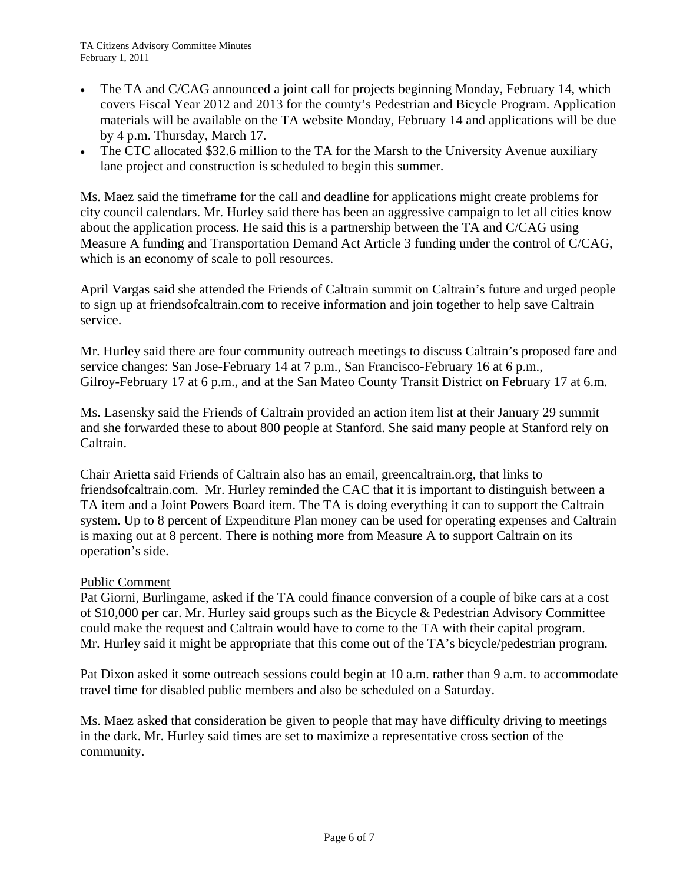- The TA and C/CAG announced a joint call for projects beginning Monday, February 14, which covers Fiscal Year 2012 and 2013 for the county's Pedestrian and Bicycle Program. Application materials will be available on the TA website Monday, February 14 and applications will be due by 4 p.m. Thursday, March 17.
- The CTC allocated $32.6 million to the TA for the Marsh to the University Avenue auxiliary lane project and construction is scheduled to begin this summer.

Ms. Maez said the timeframe for the call and deadline for applications might create problems for city council calendars. Mr. Hurley said there has been an aggressive campaign to let all cities know about the application process. He said this is a partnership between the TA and C/CAG using Measure A funding and Transportation Demand Act Article 3 funding under the control of C/CAG, which is an economy of scale to poll resources.

April Vargas said she attended the Friends of Caltrain summit on Caltrain's future and urged people to sign up at friendsofcaltrain.com to receive information and join together to help save Caltrain service.

Mr. Hurley said there are four community outreach meetings to discuss Caltrain's proposed fare and service changes: San Jose-February 14 at 7 p.m., San Francisco-February 16 at 6 p.m., Gilroy-February 17 at 6 p.m., and at the San Mateo County Transit District on February 17 at 6.m.

Ms. Lasensky said the Friends of Caltrain provided an action item list at their January 29 summit and she forwarded these to about 800 people at Stanford. She said many people at Stanford rely on Caltrain.

Chair Arietta said Friends of Caltrain also has an email, greencaltrain.org, that links to friendsofcaltrain.com. Mr. Hurley reminded the CAC that it is important to distinguish between a TA item and a Joint Powers Board item. The TA is doing everything it can to support the Caltrain system. Up to 8 percent of Expenditure Plan money can be used for operating expenses and Caltrain is maxing out at 8 percent. There is nothing more from Measure A to support Caltrain on its operation's side.

Public Comment

Pat Giorni, Burlingame, asked if the TA could finance conversion of a couple of bike cars at a cost of $10,000 per car. Mr. Hurley said groups such as the Bicycle & Pedestrian Advisory Committee could make the request and Caltrain would have to come to the TA with their capital program. Mr. Hurley said it might be appropriate that this come out of the TA's bicycle/pedestrian program.

Pat Dixon asked it some outreach sessions could begin at 10 a.m. rather than 9 a.m. to accommodate travel time for disabled public members and also be scheduled on a Saturday.

Ms. Maez asked that consideration be given to people that may have difficulty driving to meetings in the dark. Mr. Hurley said times are set to maximize a representative cross section of the community.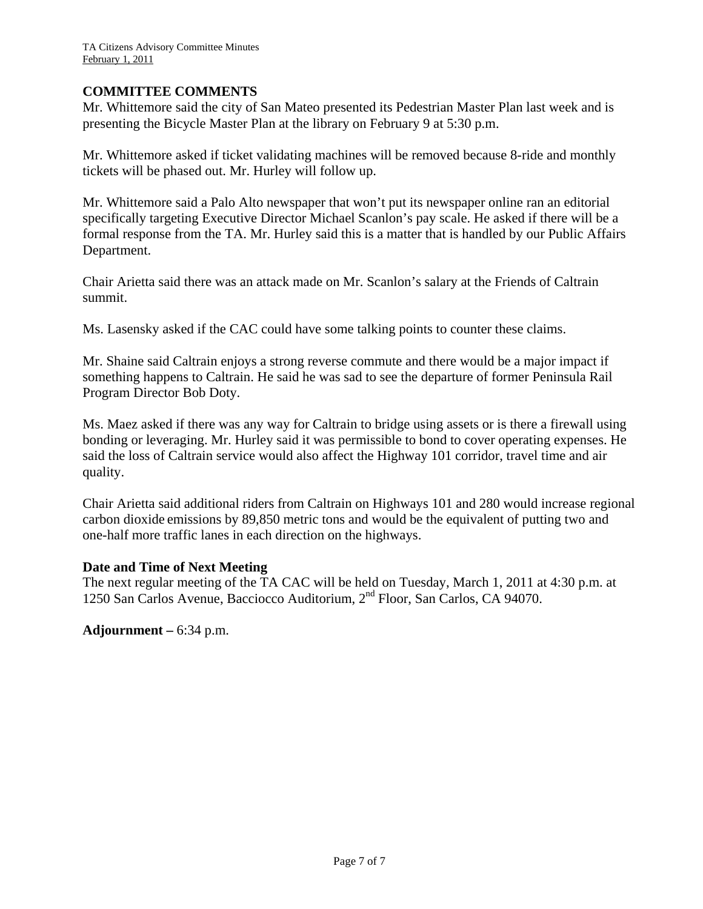## COMMITTEE COMMENTS

Mr. Whittemore said the city of San Mateo presented its Pedestrian Master Plan last week and is presenting the Bicycle Master Plan at the library on February 9 at 5:30 p.m.

Mr. Whittemore asked if ticket validating machines will be removed because 8-ride and monthly tickets will be phased out. Mr. Hurley will follow up.

Mr. Whittemore said a Palo Alto newspaper that won't put its newspaper online ran an editorial specifically targeting Executive Director Michael Scanlon's pay scale. He asked if there will be a formal response from the TA. Mr. Hurley said this is a matter that is handled by our Public Affairs Department.

Chair Arietta said there was an attack made on Mr. Scanlon's salary at the Friends of Caltrain summit.

Ms. Lasensky asked if the CAC could have some talking points to counter these claims.

Mr. Shaine said Caltrain enjoys a strong reverse commute and there would be a major impact if something happens to Caltrain. He said he was sad to see the departure of former Peninsula Rail Program Director Bob Doty.

Ms. Maez asked if there was any way for Caltrain to bridge using assets or is there a firewall using bonding or leveraging. Mr. Hurley said it was permissible to bond to cover operating expenses. He said the loss of Caltrain service would also affect the Highway 101 corridor, travel time and air quality.

Chair Arietta said additional riders from Caltrain on Highways 101 and 280 would increase regional carbon dioxide emissions by 89,850 metric tons and would be the equivalent of putting two and one-half more traffic lanes in each direction on the highways.

**Date and Time of Next Meeting**

The next regular meeting of the TA CAC will be held on Tuesday, March 1, 2011 at 4:30 p.m. at 1250 San Carlos Avenue, Bacciocco Auditorium, 2nd Floor, San Carlos, CA 94070.

**Adjournment –** 6:34 p.m.